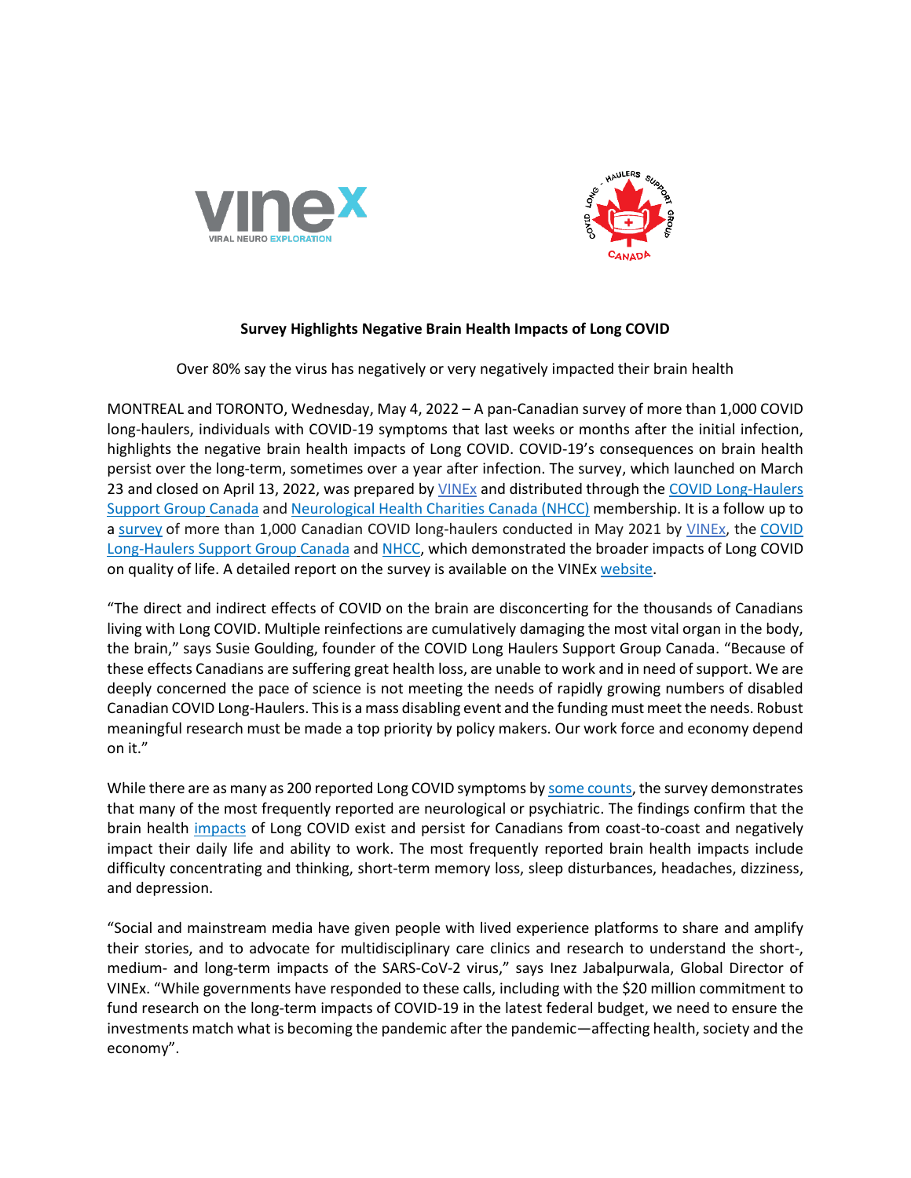**Survey Highlights Negative Brain Health Impacts of Long COVID**

Over 80% say the virus has negatively or very negatively impacted their brain health

MONTREAL and TORONTO, Wednesday, May 4, 2022 – A pan-Canadian survey of more than 1,000 COVID long-haulers, individuals with COVID-19 symptoms that last weeks or months after the initial infection, highlights the negative brain health impacts of Long COVID. COVID-19's consequences on brain health persist over the long-term, sometimes over a year after infection. The survey, which launched on March 23 and closed on April 13, 2022, was prepared by VINEx and distributed through the COVID Long-Haulers Support Group Canada and Neurological Health Charities Canada (NHCC) membership. It is a follow up to a survey of more than 1,000 Canadian COVID long-haulers conducted in May 2021 by VINEx, the COVID Long-Haulers Support Group Canada and NHCC, which demonstrated the broader impacts of Long COVID on quality of life. A detailed report on the survey is available on the VINEx website.

"The direct and indirect effects of COVID on the brain are disconcerting for the thousands of Canadians living with Long COVID. Multiple reinfections are cumulatively damaging the most vital organ in the body, the brain," says Susie Goulding, founder of the COVID Long Haulers Support Group Canada. "Because of these effects Canadians are suffering great health loss, are unable to work and in need of support. We are deeply concerned the pace of science is not meeting the needs of rapidly growing numbers of disabled Canadian COVID Long-Haulers. This is a mass disabling event and the funding must meet the needs. Robust meaningful research must be made a top priority by policy makers. Our work force and economy depend on it."

While there are as many as 200 reported Long COVID symptoms by some counts, the survey demonstrates that many of the most frequently reported are neurological or psychiatric. The findings confirm that the brain health impacts of Long COVID exist and persist for Canadians from coast-to-coast and negatively impact their daily life and ability to work. The most frequently reported brain health impacts include difficulty concentrating and thinking, short-term memory loss, sleep disturbances, headaches, dizziness, and depression.

"Social and mainstream media have given people with lived experience platforms to share and amplify their stories, and to advocate for multidisciplinary care clinics and research to understand the short-, medium- and long-term impacts of the SARS-CoV-2 virus," says Inez Jabalpurwala, Global Director of VINEx. "While governments have responded to these calls, including with the $20 million commitment to fund research on the long-term impacts of COVID-19 in the latest federal budget, we need to ensure the investments match what is becoming the pandemic after the pandemic—affecting health, society and the economy".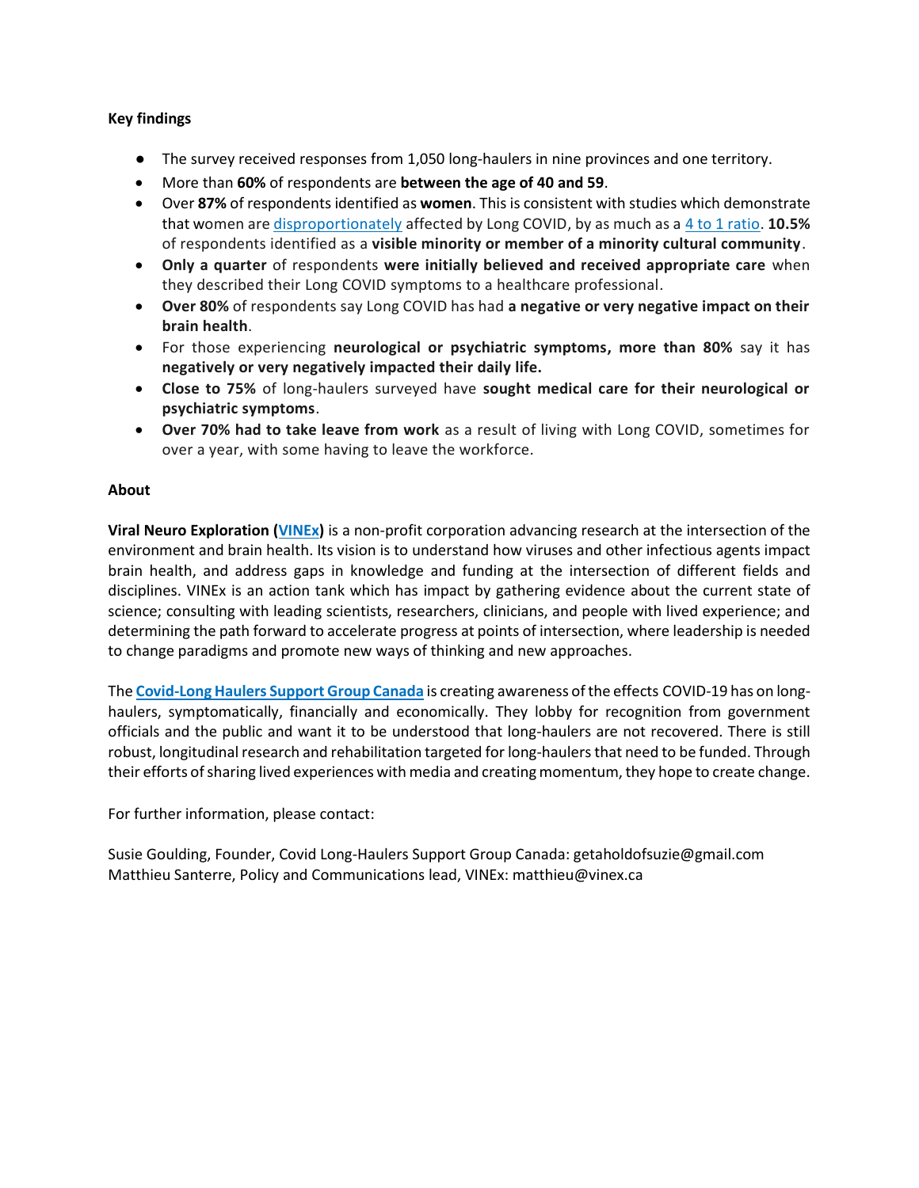**Key findings**

- The survey received responses from 1,050 long-haulers in nine provinces and one territory.
- More than **60%** of respondents are **between the age of 40 and 59**.
- Over **87%** of respondents identified as **women**. This is consistent with studies which demonstrate that women are disproportionately affected by Long COVID, by as much as a 4 to 1 ratio. **10.5%** of respondents identified as a **visible minority or member of a minority cultural community**.
- **Only a quarter** of respondents **were initially believed and received appropriate care** when they described their Long COVID symptoms to a healthcare professional.
- **Over 80%** of respondents say Long COVID has had **a negative or very negative impact on their brain health**.
- For those experiencing **neurological or psychiatric symptoms, more than 80%** say it has **negatively or very negatively impacted their daily life.**
- **Close to 75%** of long-haulers surveyed have **sought medical care for their neurological or psychiatric symptoms**.
- **Over 70% had to take leave from work** as a result of living with Long COVID, sometimes for over a year, with some having to leave the workforce.

**About**

**Viral Neuro Exploration (VINEx)** is a non-profit corporation advancing research at the intersection of the environment and brain health. Its vision is to understand how viruses and other infectious agents impact brain health, and address gaps in knowledge and funding at the intersection of different fields and disciplines. VINEx is an action tank which has impact by gathering evidence about the current state of science; consulting with leading scientists, researchers, clinicians, and people with lived experience; and determining the path forward to accelerate progress at points of intersection, where leadership is needed to change paradigms and promote new ways of thinking and new approaches.

The **Covid-Long Haulers Support Group Canada** is creating awareness of the effects COVID-19 has on long-haulers, symptomatically, financially and economically. They lobby for recognition from government officials and the public and want it to be understood that long-haulers are not recovered. There is still robust, longitudinal research and rehabilitation targeted for long-haulers that need to be funded. Through their efforts of sharing lived experiences with media and creating momentum, they hope to create change.

For further information, please contact:

Susie Goulding, Founder, Covid Long-Haulers Support Group Canada: getaholdofsuzie@gmail.com
Matthieu Santerre, Policy and Communications lead, VINEx: matthieu@vinex.ca